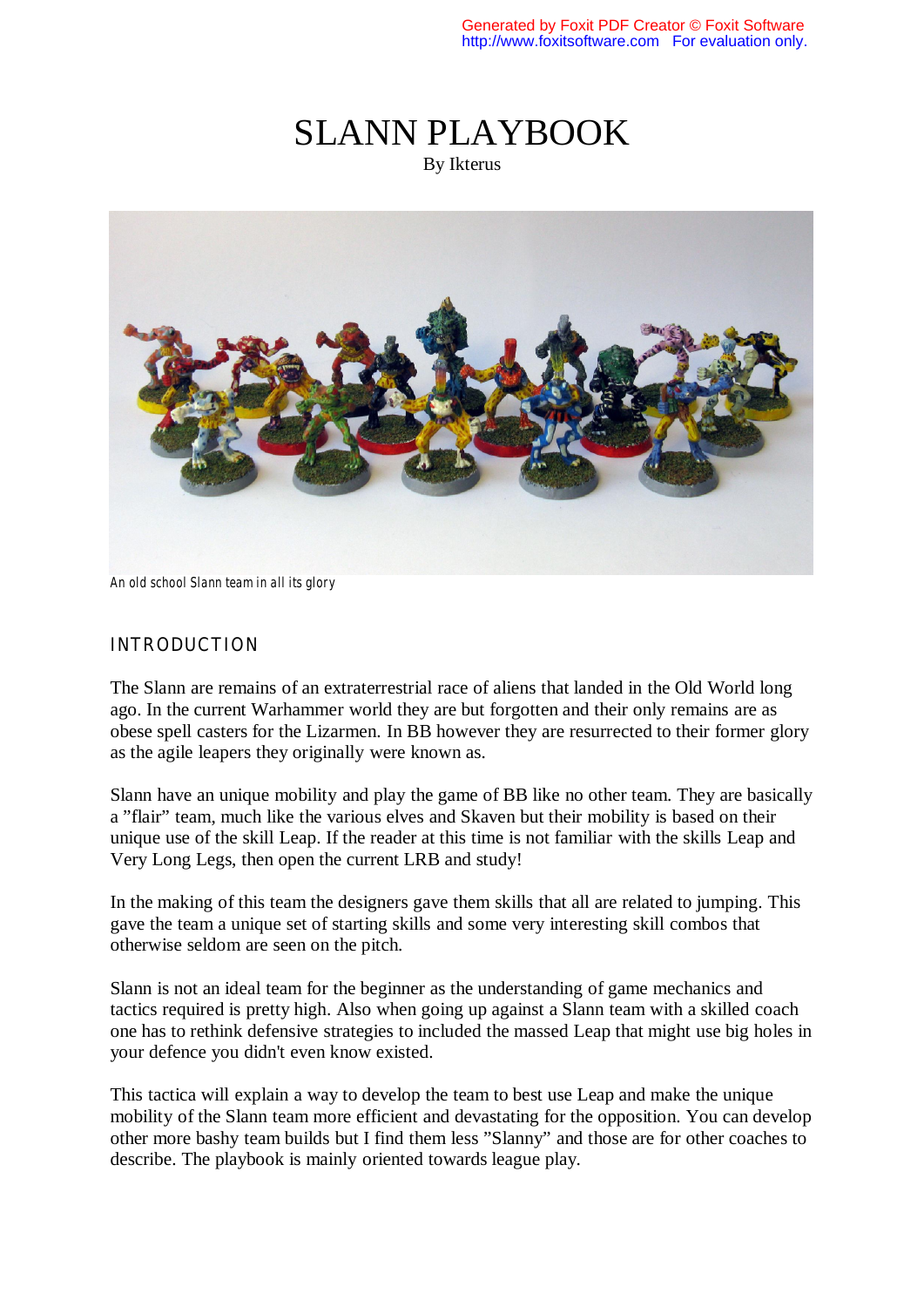# SLANN PLAYBOOK

By Ikterus

An old school Slann team in all its glory

## INTRODUCTION

The Slann are remains of an extraterrestrial race of aliens that landed in the Old World long ago. In the current Warhammer world they are but forgotten and their only remains are as obese spell casters for the Lizarmen. In BB however they are resurrected to their former glory as the agile leapers they originally were known as.

Slann have an unique mobility and play the game of BB like no other team. They are basically a "flair" team, much like the various elves and Skaven but their mobility is based on their unique use of the skill Leap. If the reader at this time is not familiar with the skills Leap and Very Long Legs, then open the current LRB and study!

In the making of this team the designers gave them skills that all are related to jumping. This gave the team a unique set of starting skills and some very interesting skill combos that otherwise seldom are seen on the pitch.

Slann is not an ideal team for the beginner as the understanding of game mechanics and tactics required is pretty high. Also when going up against a Slann team with a skilled coach one has to rethink defensive strategies to included the massed Leap that might use big holes in your defence you didn't even know existed.

This tactica will explain a way to develop the team to best use Leap and make the unique mobility of the Slann team more efficient and devastating for the opposition. You can develop other more bashy team builds but I find them less "Slanny" and those are for other coaches to describe. The playbook is mainly oriented towards league play.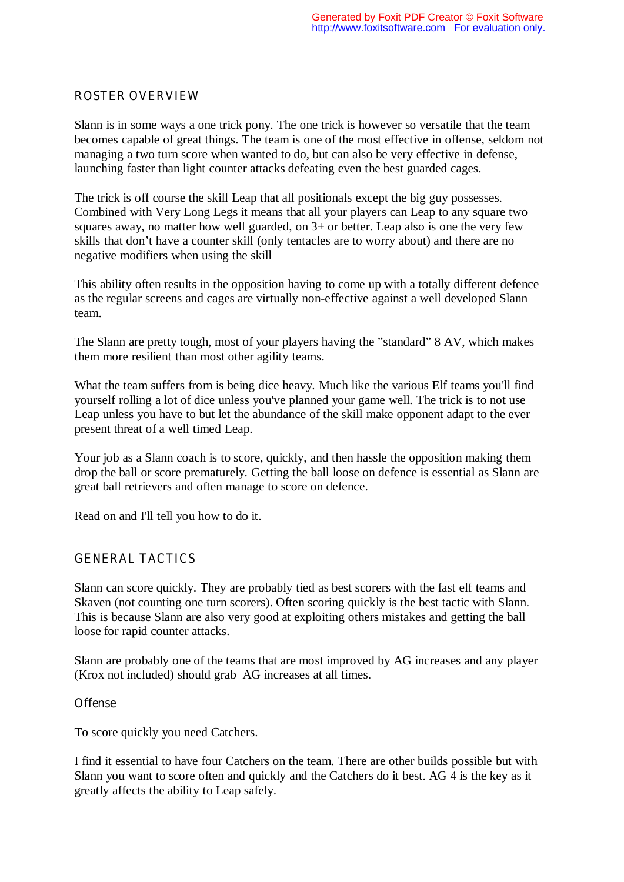## ROSTER OVERVIEW

Slann is in some ways a one trick pony. The one trick is however so versatile that the team becomes capable of great things. The team is one of the most effective in offense, seldom not managing a two turn score when wanted to do, but can also be very effective in defense, launching faster than light counter attacks defeating even the best guarded cages.

The trick is off course the skill Leap that all positionals except the big guy possesses. Combined with Very Long Legs it means that all your players can Leap to any square two squares away, no matter how well guarded, on 3+ or better. Leap also is one the very few skills that don't have a counter skill (only tentacles are to worry about) and there are no negative modifiers when using the skill

This ability often results in the opposition having to come up with a totally different defence as the regular screens and cages are virtually non-effective against a well developed Slann team.

The Slann are pretty tough, most of your players having the "standard" 8 AV, which makes them more resilient than most other agility teams.

What the team suffers from is being dice heavy. Much like the various Elf teams you'll find yourself rolling a lot of dice unless you've planned your game well. The trick is to not use Leap unless you have to but let the abundance of the skill make opponent adapt to the ever present threat of a well timed Leap.

Your job as a Slann coach is to score, quickly, and then hassle the opposition making them drop the ball or score prematurely. Getting the ball loose on defence is essential as Slann are great ball retrievers and often manage to score on defence.

Read on and I'll tell you how to do it.

## GENERAL TACTICS

Slann can score quickly. They are probably tied as best scorers with the fast elf teams and Skaven (not counting one turn scorers). Often scoring quickly is the best tactic with Slann. This is because Slann are also very good at exploiting others mistakes and getting the ball loose for rapid counter attacks.

Slann are probably one of the teams that are most improved by AG increases and any player (Krox not included) should grab AG increases at all times.

### Offense

To score quickly you need Catchers.

I find it essential to have four Catchers on the team. There are other builds possible but with Slann you want to score often and quickly and the Catchers do it best. AG 4 is the key as it greatly affects the ability to Leap safely.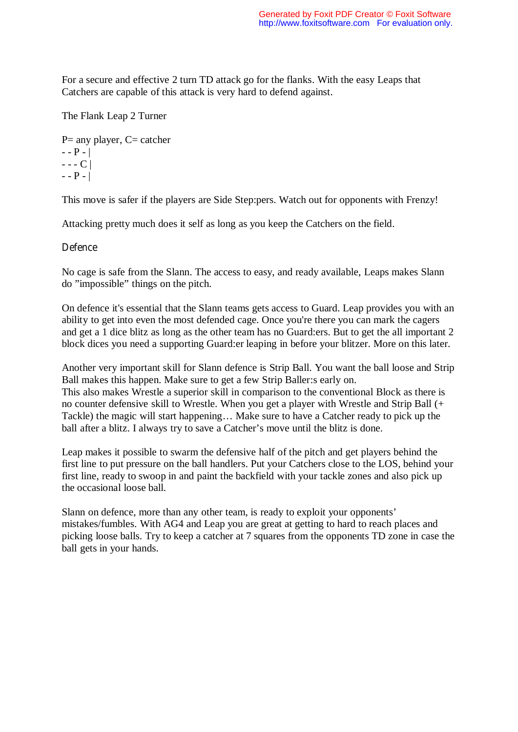For a secure and effective 2 turn TD attack go for the flanks. With the easy Leaps that Catchers are capable of this attack is very hard to defend against.

The Flank Leap 2 Turner

P= any player, C= catcher

```
- - P - |
- - - C |
- - P - |
```

This move is safer if the players are Side Step:pers. Watch out for opponents with Frenzy!

Attacking pretty much does it self as long as you keep the Catchers on the field.

## Defence

No cage is safe from the Slann. The access to easy, and ready available, Leaps makes Slann do ”impossible” things on the pitch.

On defence it's essential that the Slann teams gets access to Guard. Leap provides you with an ability to get into even the most defended cage. Once you're there you can mark the cagers and get a 1 dice blitz as long as the other team has no Guard:ers. But to get the all important 2 block dices you need a supporting Guard:er leaping in before your blitzer. More on this later.

Another very important skill for Slann defence is Strip Ball. You want the ball loose and Strip Ball makes this happen. Make sure to get a few Strip Baller:s early on.
This also makes Wrestle a superior skill in comparison to the conventional Block as there is no counter defensive skill to Wrestle. When you get a player with Wrestle and Strip Ball (+ Tackle) the magic will start happening… Make sure to have a Catcher ready to pick up the ball after a blitz. I always try to save a Catcher’s move until the blitz is done.

Leap makes it possible to swarm the defensive half of the pitch and get players behind the first line to put pressure on the ball handlers. Put your Catchers close to the LOS, behind your first line, ready to swoop in and paint the backfield with your tackle zones and also pick up the occasional loose ball.

Slann on defence, more than any other team, is ready to exploit your opponents’ mistakes/fumbles. With AG4 and Leap you are great at getting to hard to reach places and picking loose balls. Try to keep a catcher at 7 squares from the opponents TD zone in case the ball gets in your hands.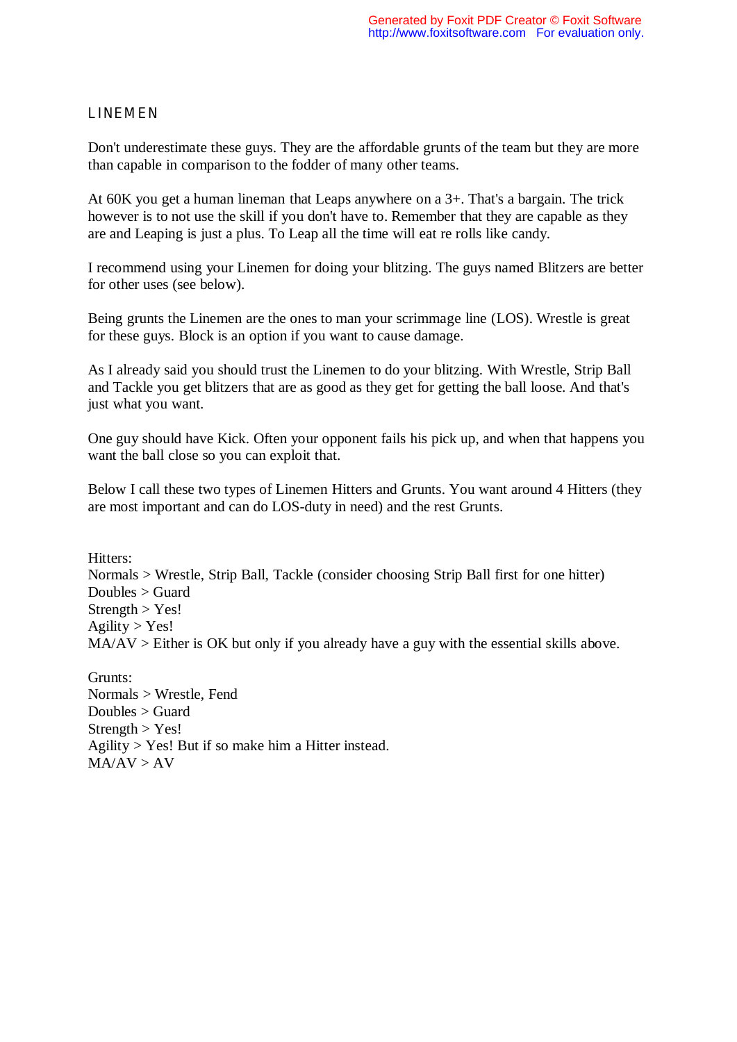## LINEMEN

Don't underestimate these guys. They are the affordable grunts of the team but they are more than capable in comparison to the fodder of many other teams.

At 60K you get a human lineman that Leaps anywhere on a 3+. That's a bargain. The trick however is to not use the skill if you don't have to. Remember that they are capable as they are and Leaping is just a plus. To Leap all the time will eat re rolls like candy.

I recommend using your Linemen for doing your blitzing. The guys named Blitzers are better for other uses (see below).

Being grunts the Linemen are the ones to man your scrimmage line (LOS). Wrestle is great for these guys. Block is an option if you want to cause damage.

As I already said you should trust the Linemen to do your blitzing. With Wrestle, Strip Ball and Tackle you get blitzers that are as good as they get for getting the ball loose. And that's just what you want.

One guy should have Kick. Often your opponent fails his pick up, and when that happens you want the ball close so you can exploit that.

Below I call these two types of Linemen Hitters and Grunts. You want around 4 Hitters (they are most important and can do LOS-duty in need) and the rest Grunts.

Hitters:
Normals > Wrestle, Strip Ball, Tackle (consider choosing Strip Ball first for one hitter)
Doubles > Guard
Strength > Yes!
Agility > Yes!
MA/AV > Either is OK but only if you already have a guy with the essential skills above.

Grunts:
Normals > Wrestle, Fend
Doubles > Guard
Strength > Yes!
Agility > Yes! But if so make him a Hitter instead.
MA/AV > AV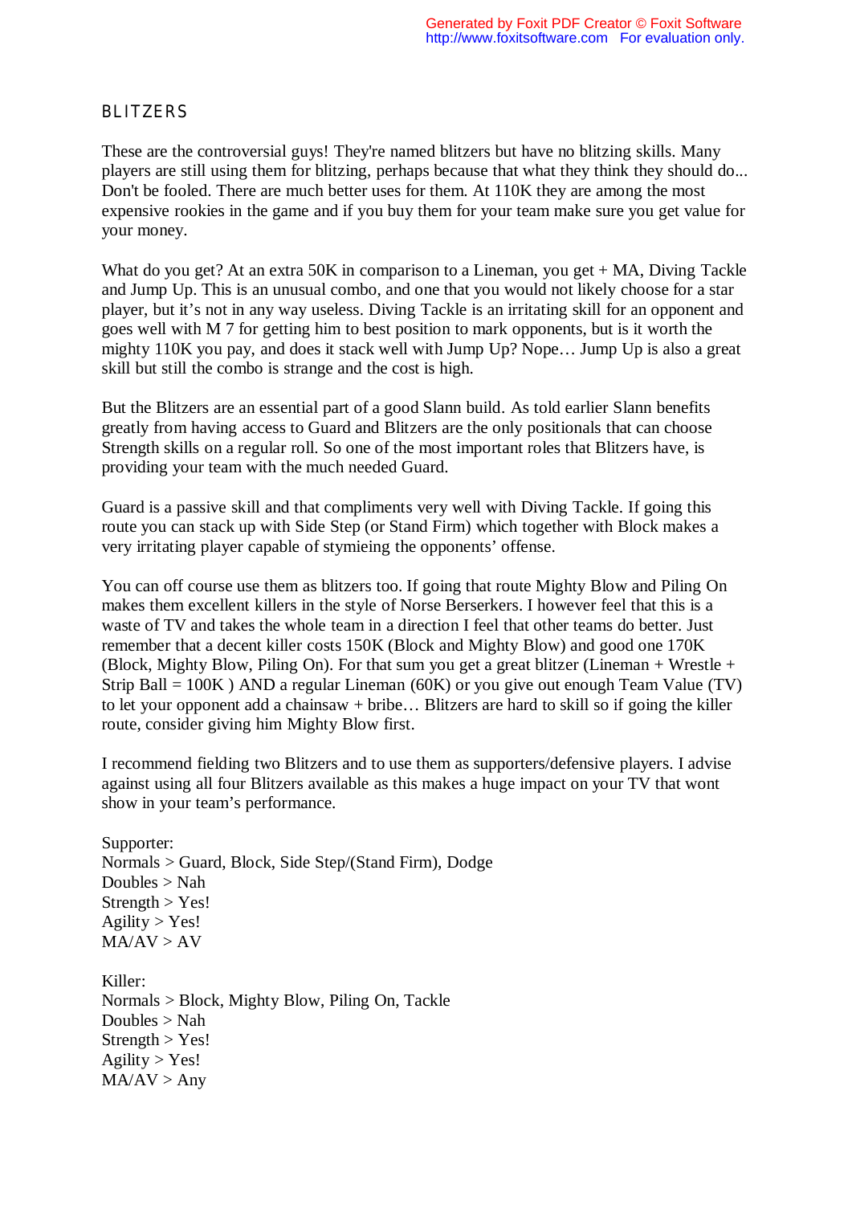## BLITZERS

These are the controversial guys! They're named blitzers but have no blitzing skills. Many players are still using them for blitzing, perhaps because that what they think they should do... Don't be fooled. There are much better uses for them. At 110K they are among the most expensive rookies in the game and if you buy them for your team make sure you get value for your money.

What do you get? At an extra 50K in comparison to a Lineman, you get + MA, Diving Tackle and Jump Up. This is an unusual combo, and one that you would not likely choose for a star player, but it's not in any way useless. Diving Tackle is an irritating skill for an opponent and goes well with M 7 for getting him to best position to mark opponents, but is it worth the mighty 110K you pay, and does it stack well with Jump Up? Nope… Jump Up is also a great skill but still the combo is strange and the cost is high.

But the Blitzers are an essential part of a good Slann build. As told earlier Slann benefits greatly from having access to Guard and Blitzers are the only positionals that can choose Strength skills on a regular roll. So one of the most important roles that Blitzers have, is providing your team with the much needed Guard.

Guard is a passive skill and that compliments very well with Diving Tackle. If going this route you can stack up with Side Step (or Stand Firm) which together with Block makes a very irritating player capable of stymieing the opponents' offense.

You can off course use them as blitzers too. If going that route Mighty Blow and Piling On makes them excellent killers in the style of Norse Berserkers. I however feel that this is a waste of TV and takes the whole team in a direction I feel that other teams do better. Just remember that a decent killer costs 150K (Block and Mighty Blow) and good one 170K (Block, Mighty Blow, Piling On). For that sum you get a great blitzer (Lineman + Wrestle + Strip Ball = 100K ) AND a regular Lineman (60K) or you give out enough Team Value (TV) to let your opponent add a chainsaw + bribe… Blitzers are hard to skill so if going the killer route, consider giving him Mighty Blow first.

I recommend fielding two Blitzers and to use them as supporters/defensive players. I advise against using all four Blitzers available as this makes a huge impact on your TV that wont show in your team's performance.

Supporter:
Normals > Guard, Block, Side Step/(Stand Firm), Dodge
Doubles > Nah
Strength > Yes!
Agility > Yes!
MA/AV > AV

Killer:
Normals > Block, Mighty Blow, Piling On, Tackle
Doubles > Nah
Strength > Yes!
Agility > Yes!
MA/AV > Any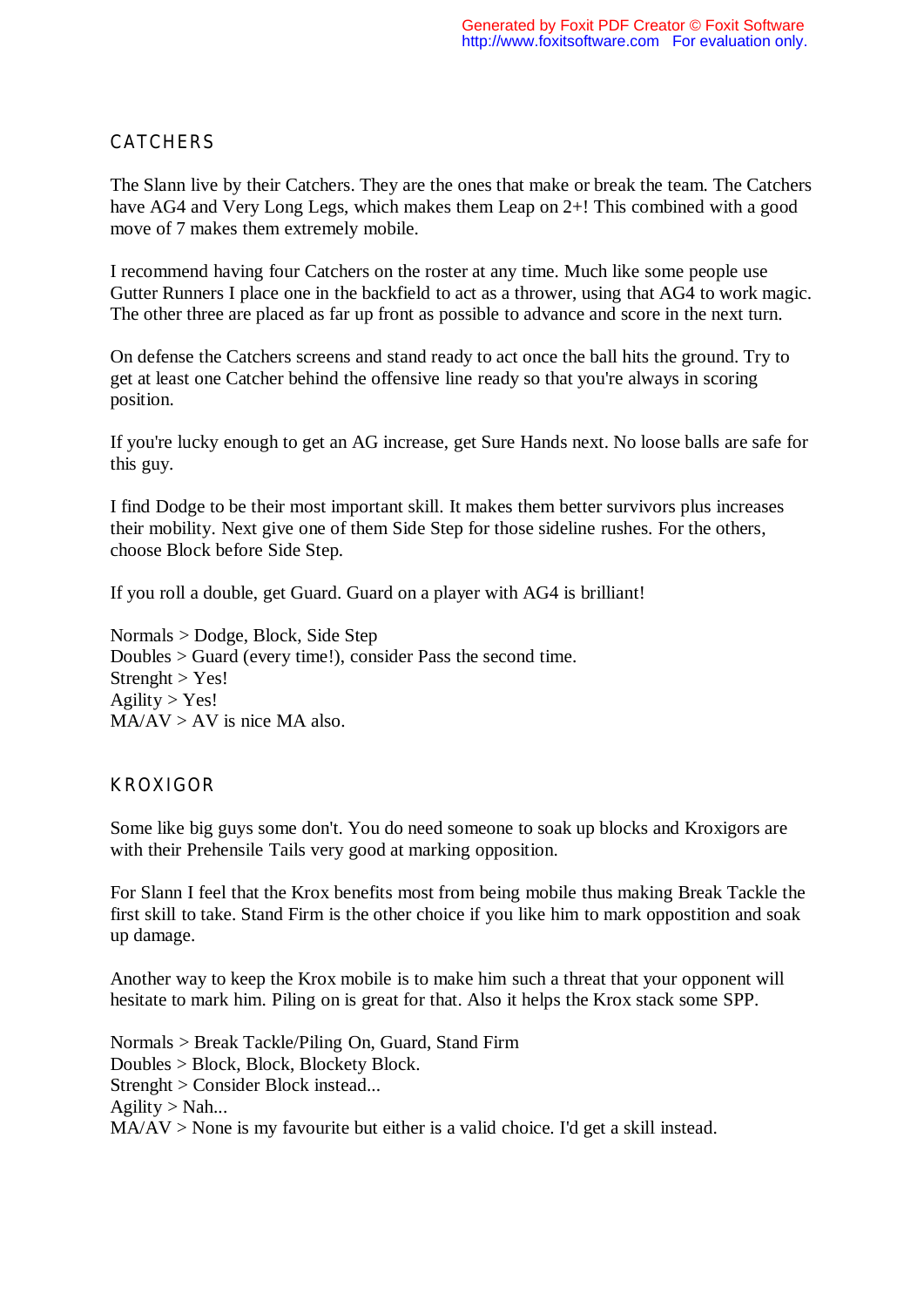## CATCHERS

The Slann live by their Catchers. They are the ones that make or break the team. The Catchers have AG4 and Very Long Legs, which makes them Leap on 2+! This combined with a good move of 7 makes them extremely mobile.

I recommend having four Catchers on the roster at any time. Much like some people use Gutter Runners I place one in the backfield to act as a thrower, using that AG4 to work magic. The other three are placed as far up front as possible to advance and score in the next turn.

On defense the Catchers screens and stand ready to act once the ball hits the ground. Try to get at least one Catcher behind the offensive line ready so that you're always in scoring position.

If you're lucky enough to get an AG increase, get Sure Hands next. No loose balls are safe for this guy.

I find Dodge to be their most important skill. It makes them better survivors plus increases their mobility. Next give one of them Side Step for those sideline rushes. For the others, choose Block before Side Step.

If you roll a double, get Guard. Guard on a player with AG4 is brilliant!

Normals > Dodge, Block, Side Step
Doubles > Guard (every time!), consider Pass the second time.
Strenght > Yes!
Agility > Yes!
MA/AV > AV is nice MA also.

## KROXIGOR

Some like big guys some don't. You do need someone to soak up blocks and Kroxigors are with their Prehensile Tails very good at marking opposition.

For Slann I feel that the Krox benefits most from being mobile thus making Break Tackle the first skill to take. Stand Firm is the other choice if you like him to mark oppostition and soak up damage.

Another way to keep the Krox mobile is to make him such a threat that your opponent will hesitate to mark him. Piling on is great for that. Also it helps the Krox stack some SPP.

Normals > Break Tackle/Piling On, Guard, Stand Firm
Doubles > Block, Block, Blockety Block.
Strenght > Consider Block instead...
Agility > Nah...
MA/AV > None is my favourite but either is a valid choice. I'd get a skill instead.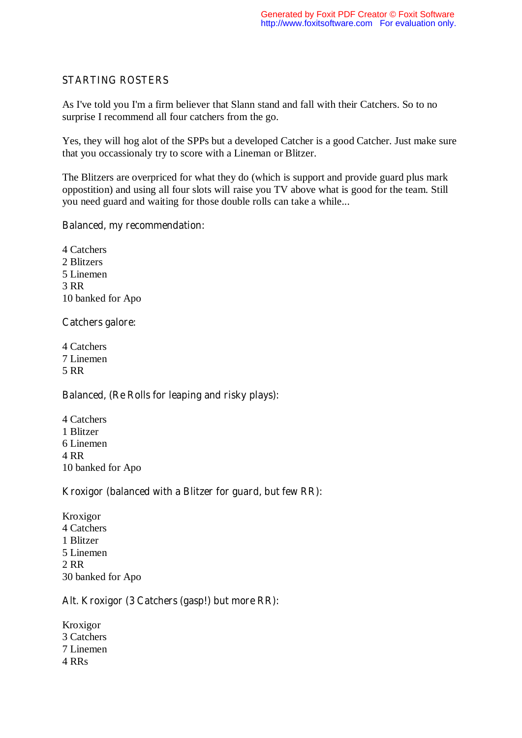## STARTING ROSTERS

As I've told you I'm a firm believer that Slann stand and fall with their Catchers. So to no surprise I recommend all four catchers from the go.

Yes, they will hog alot of the SPPs but a developed Catcher is a good Catcher. Just make sure that you occassionaly try to score with a Lineman or Blitzer.

The Blitzers are overpriced for what they do (which is support and provide guard plus mark oppostition) and using all four slots will raise you TV above what is good for the team. Still you need guard and waiting for those double rolls can take a while...

### Balanced, my recommendation:

4 Catchers
2 Blitzers
5 Linemen
3 RR
10 banked for Apo

### Catchers galore:

4 Catchers
7 Linemen
5 RR

### Balanced, (Re Rolls for leaping and risky plays):

4 Catchers
1 Blitzer
6 Linemen
4 RR
10 banked for Apo

### Kroxigor (balanced with a Blitzer for guard, but few RR):

Kroxigor
4 Catchers
1 Blitzer
5 Linemen
2 RR
30 banked for Apo

### Alt. Kroxigor (3 Catchers (gasp!) but more RR):

Kroxigor
3 Catchers
7 Linemen
4 RRs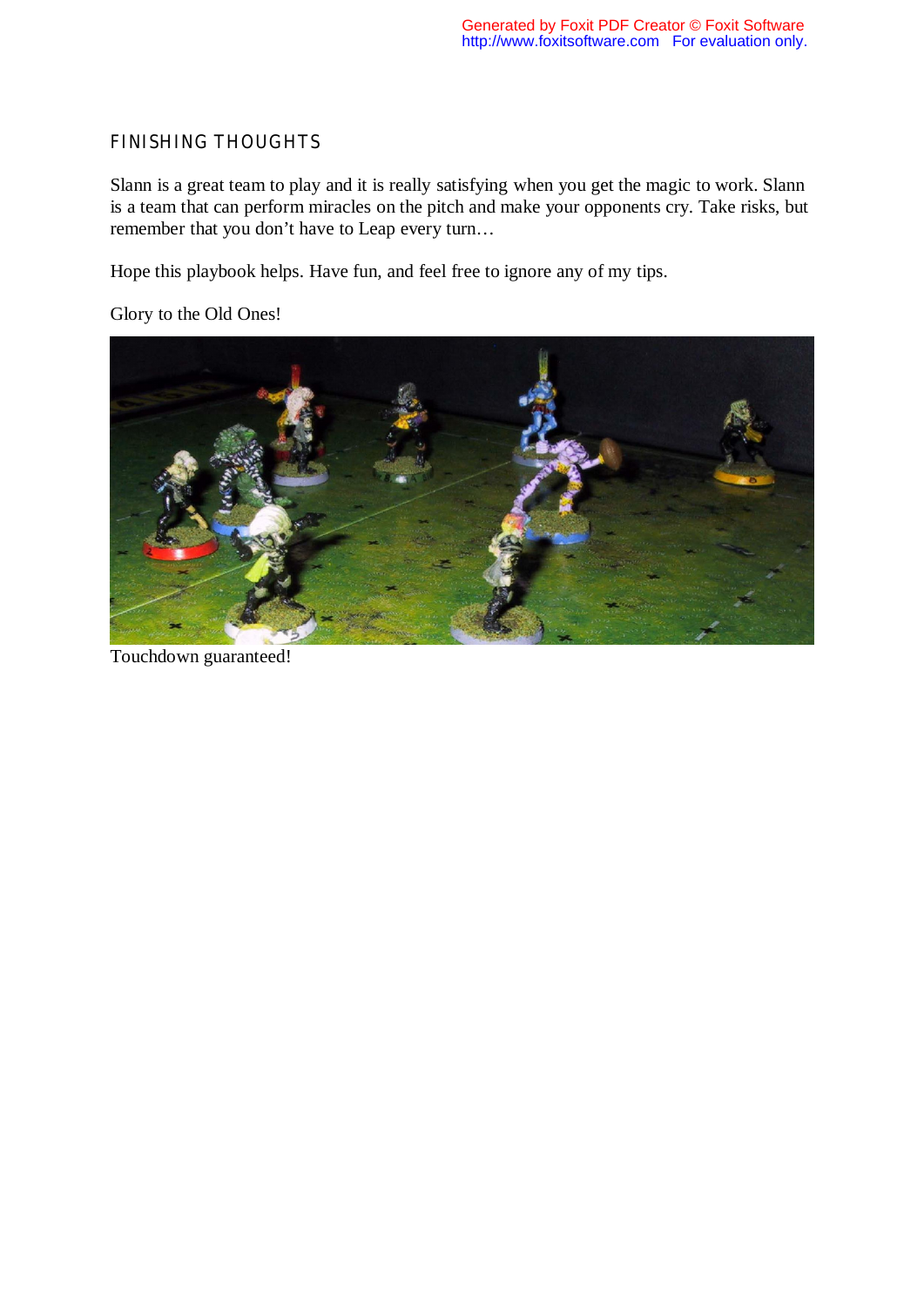## FINISHING THOUGHTS

Slann is a great team to play and it is really satisfying when you get the magic to work. Slann is a team that can perform miracles on the pitch and make your opponents cry. Take risks, but remember that you don't have to Leap every turn…

Hope this playbook helps. Have fun, and feel free to ignore any of my tips.

Glory to the Old Ones!

Touchdown guaranteed!